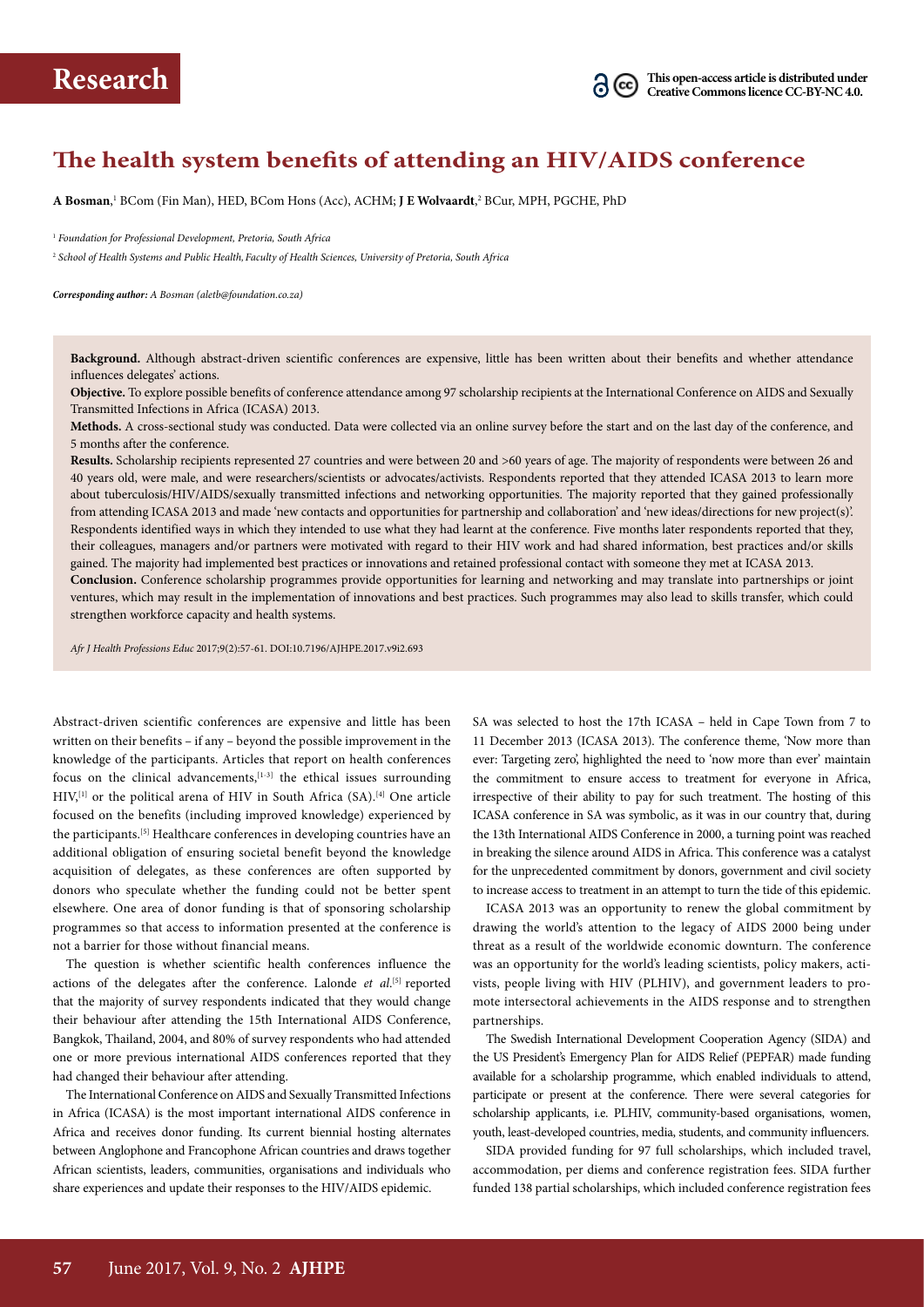# The health system benefits of attending an HIV/AIDS conference

**A Bosman**,[1] BCom (Fin Man), HED, BCom Hons (Acc), ACHM; **J E Wolvaardt**,[2] BCur, MPH, PGCHE, PhD

[1] *Foundation for Professional Development, Pretoria, South Africa*

[2] *School of Health Systems and Public Health, Faculty of Health Sciences, University of Pretoria, South Africa*

***Corresponding author:** A Bosman (aletb@foundation.co.za)*

**Background.** Although abstract-driven scientific conferences are expensive, little has been written about their benefits and whether attendance influences delegates' actions.

**Objective.** To explore possible benefits of conference attendance among 97 scholarship recipients at the International Conference on AIDS and Sexually Transmitted Infections in Africa (ICASA) 2013.

**Methods.** A cross-sectional study was conducted. Data were collected via an online survey before the start and on the last day of the conference, and 5 months after the conference.

**Results.** Scholarship recipients represented 27 countries and were between 20 and >60 years of age. The majority of respondents were between 26 and 40 years old, were male, and were researchers/scientists or advocates/activists. Respondents reported that they attended ICASA 2013 to learn more about tuberculosis/HIV/AIDS/sexually transmitted infections and networking opportunities. The majority reported that they gained professionally from attending ICASA 2013 and made 'new contacts and opportunities for partnership and collaboration' and 'new ideas/directions for new project(s)'. Respondents identified ways in which they intended to use what they had learnt at the conference. Five months later respondents reported that they, their colleagues, managers and/or partners were motivated with regard to their HIV work and had shared information, best practices and/or skills gained. The majority had implemented best practices or innovations and retained professional contact with someone they met at ICASA 2013.

**Conclusion.** Conference scholarship programmes provide opportunities for learning and networking and may translate into partnerships or joint ventures, which may result in the implementation of innovations and best practices. Such programmes may also lead to skills transfer, which could strengthen workforce capacity and health systems.

*Afr J Health Professions Educ* 2017;9(2):57-61. DOI:10.7196/AJHPE.2017.v9i2.693

Abstract-driven scientific conferences are expensive and little has been written on their benefits – if any – beyond the possible improvement in the knowledge of the participants. Articles that report on health conferences focus on the clinical advancements,[1-3] the ethical issues surrounding HIV,[1] or the political arena of HIV in South Africa (SA).[4] One article focused on the benefits (including improved knowledge) experienced by the participants.[5] Healthcare conferences in developing countries have an additional obligation of ensuring societal benefit beyond the knowledge acquisition of delegates, as these conferences are often supported by donors who speculate whether the funding could not be better spent elsewhere. One area of donor funding is that of sponsoring scholarship programmes so that access to information presented at the conference is not a barrier for those without financial means.

The question is whether scientific health conferences influence the actions of the delegates after the conference. Lalonde *et al*.[5] reported that the majority of survey respondents indicated that they would change their behaviour after attending the 15th International AIDS Conference, Bangkok, Thailand, 2004, and 80% of survey respondents who had attended one or more previous international AIDS conferences reported that they had changed their behaviour after attending.

The International Conference on AIDS and Sexually Transmitted Infections in Africa (ICASA) is the most important international AIDS conference in Africa and receives donor funding. Its current biennial hosting alternates between Anglophone and Francophone African countries and draws together African scientists, leaders, communities, organisations and individuals who share experiences and update their responses to the HIV/AIDS epidemic.

SA was selected to host the 17th ICASA – held in Cape Town from 7 to 11 December 2013 (ICASA 2013). The conference theme, 'Now more than ever: Targeting zero', highlighted the need to 'now more than ever' maintain the commitment to ensure access to treatment for everyone in Africa, irrespective of their ability to pay for such treatment. The hosting of this ICASA conference in SA was symbolic, as it was in our country that, during the 13th International AIDS Conference in 2000, a turning point was reached in breaking the silence around AIDS in Africa. This conference was a catalyst for the unprecedented commitment by donors, government and civil society to increase access to treatment in an attempt to turn the tide of this epidemic.

ICASA 2013 was an opportunity to renew the global commitment by drawing the world's attention to the legacy of AIDS 2000 being under threat as a result of the worldwide economic downturn. The conference was an opportunity for the world's leading scientists, policy makers, activists, people living with HIV (PLHIV), and government leaders to promote intersectoral achievements in the AIDS response and to strengthen partnerships.

The Swedish International Development Cooperation Agency (SIDA) and the US President's Emergency Plan for AIDS Relief (PEPFAR) made funding available for a scholarship programme, which enabled individuals to attend, participate or present at the conference. There were several categories for scholarship applicants, i.e. PLHIV, community-based organisations, women, youth, least-developed countries, media, students, and community influencers.

SIDA provided funding for 97 full scholarships, which included travel, accommodation, per diems and conference registration fees. SIDA further funded 138 partial scholarships, which included conference registration fees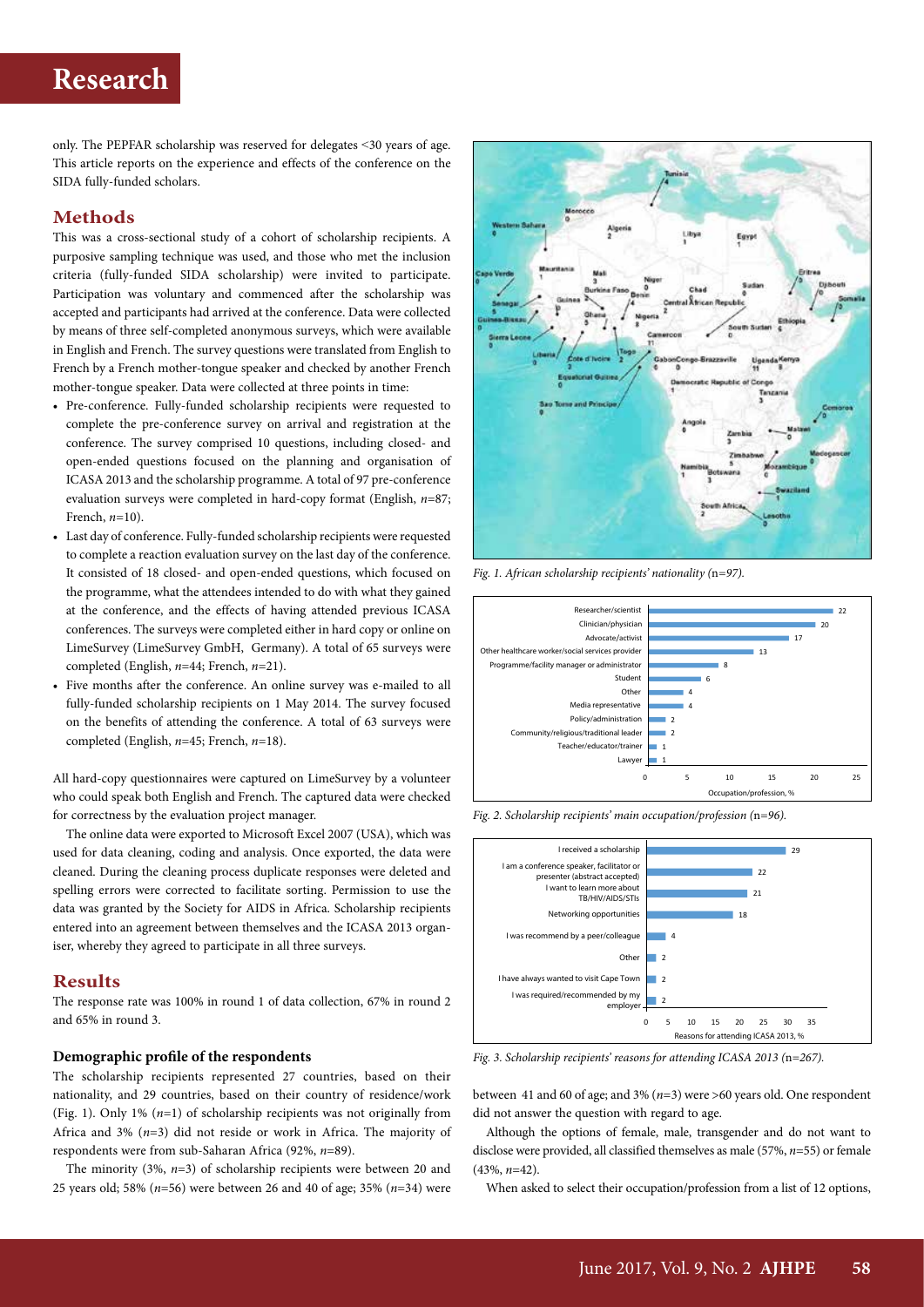only. The PEPFAR scholarship was reserved for delegates <30 years of age. This article reports on the experience and effects of the conference on the SIDA fully-funded scholars.

## Methods

This was a cross-sectional study of a cohort of scholarship recipients. A purposive sampling technique was used, and those who met the inclusion criteria (fully-funded SIDA scholarship) were invited to participate. Participation was voluntary and commenced after the scholarship was accepted and participants had arrived at the conference. Data were collected by means of three self-completed anonymous surveys, which were available in English and French. The survey questions were translated from English to French by a French mother-tongue speaker and checked by another French mother-tongue speaker. Data were collected at three points in time:

- Pre-conference. Fully-funded scholarship recipients were requested to complete the pre-conference survey on arrival and registration at the conference. The survey comprised 10 questions, including closed- and open-ended questions focused on the planning and organisation of ICASA 2013 and the scholarship programme. A total of 97 pre-conference evaluation surveys were completed in hard-copy format (English, *n*=87; French, *n*=10).
- Last day of conference. Fully-funded scholarship recipients were requested to complete a reaction evaluation survey on the last day of the conference. It consisted of 18 closed- and open-ended questions, which focused on the programme, what the attendees intended to do with what they gained at the conference, and the effects of having attended previous ICASA conferences. The surveys were completed either in hard copy or online on LimeSurvey (LimeSurvey GmbH, Germany). A total of 65 surveys were completed (English, *n*=44; French, *n*=21).
- Five months after the conference. An online survey was e-mailed to all fully-funded scholarship recipients on 1 May 2014. The survey focused on the benefits of attending the conference. A total of 63 surveys were completed (English, *n*=45; French, *n*=18).

All hard-copy questionnaires were captured on LimeSurvey by a volunteer who could speak both English and French. The captured data were checked for correctness by the evaluation project manager.

The online data were exported to Microsoft Excel 2007 (USA), which was used for data cleaning, coding and analysis. Once exported, the data were cleaned. During the cleaning process duplicate responses were deleted and spelling errors were corrected to facilitate sorting. Permission to use the data was granted by the Society for AIDS in Africa. Scholarship recipients entered into an agreement between themselves and the ICASA 2013 organiser, whereby they agreed to participate in all three surveys.

## Results

The response rate was 100% in round 1 of data collection, 67% in round 2 and 65% in round 3.

### Demographic profile of the respondents

The scholarship recipients represented 27 countries, based on their nationality, and 29 countries, based on their country of residence/work (Fig. 1). Only 1% (*n*=1) of scholarship recipients was not originally from Africa and 3% (*n*=3) did not reside or work in Africa. The majority of respondents were from sub-Saharan Africa (92%, *n*=89).

The minority (3%, *n*=3) of scholarship recipients were between 20 and 25 years old; 58% (*n*=56) were between 26 and 40 of age; 35% (*n*=34) were between 41 and 60 of age; and 3% (*n*=3) were >60 years old. One respondent did not answer the question with regard to age.

Although the options of female, male, transgender and do not want to disclose were provided, all classified themselves as male (57%, *n*=55) or female (43%, *n*=42).

When asked to select their occupation/profession from a list of 12 options,

*Fig. 1. African scholarship recipients' nationality (*n*=97).*

*Fig. 2. Scholarship recipients' main occupation/profession (*n*=96).*

*Fig. 3. Scholarship recipients' reasons for attending ICASA 2013 (*n*=267).*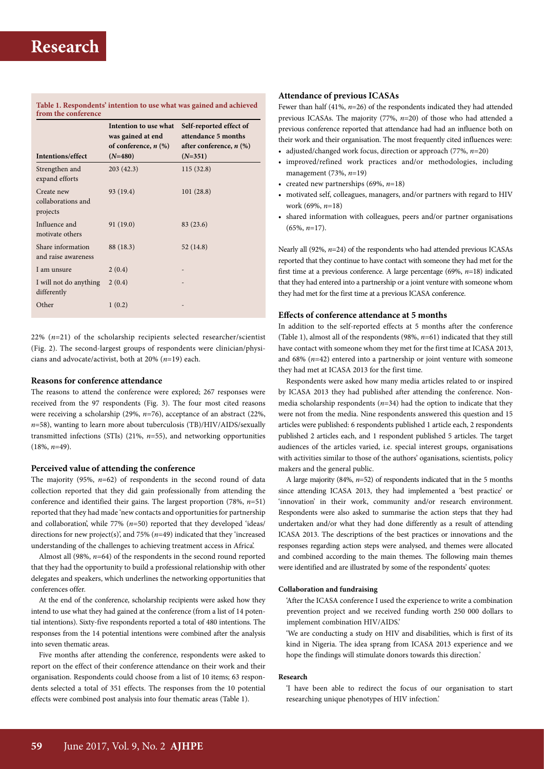**Table 1. Respondents' intention to use what was gained and achieved from the conference**

| Intentions/effect | Intention to use what was gained at end of conference, *n* (%) (*N*=480) | Self-reported effect of attendance 5 months after conference, *n* (%) (*N*=351) |
|---|---|---|
| Strengthen and expand efforts | 203 (42.3) | 115 (32.8) |
| Create new collaborations and projects | 93 (19.4) | 101 (28.8) |
| Influence and motivate others | 91 (19.0) | 83 (23.6) |
| Share information and raise awareness | 88 (18.3) | 52 (14.8) |
| I am unsure | 2 (0.4) | - |
| I will not do anything differently | 2 (0.4) | - |
| Other | 1 (0.2) | - |

22% (*n*=21) of the scholarship recipients selected researcher/scientist (Fig. 2). The second-largest groups of respondents were clinician/physicians and advocate/activist, both at 20% (*n*=19) each.

### Reasons for conference attendance

The reasons to attend the conference were explored; 267 responses were received from the 97 respondents (Fig. 3). The four most cited reasons were receiving a scholarship (29%, *n*=76), acceptance of an abstract (22%, *n*=58), wanting to learn more about tuberculosis (TB)/HIV/AIDS/sexually transmitted infections (STIs) (21%, *n*=55), and networking opportunities (18%, *n*=49).

### Perceived value of attending the conference

The majority (95%, *n*=62) of respondents in the second round of data collection reported that they did gain professionally from attending the conference and identified their gains. The largest proportion (78%, *n*=51) reported that they had made 'new contacts and opportunities for partnership and collaboration', while 77% (*n*=50) reported that they developed 'ideas/directions for new project(s)', and 75% (*n*=49) indicated that they 'increased understanding of the challenges to achieving treatment access in Africa'.

Almost all (98%, *n*=64) of the respondents in the second round reported that they had the opportunity to build a professional relationship with other delegates and speakers, which underlines the networking opportunities that conferences offer.

At the end of the conference, scholarship recipients were asked how they intend to use what they had gained at the conference (from a list of 14 potential intentions). Sixty-five respondents reported a total of 480 intentions. The responses from the 14 potential intentions were combined after the analysis into seven thematic areas.

Five months after attending the conference, respondents were asked to report on the effect of their conference attendance on their work and their organisation. Respondents could choose from a list of 10 items; 63 respondents selected a total of 351 effects. The responses from the 10 potential effects were combined post analysis into four thematic areas (Table 1).

### Attendance of previous ICASAs

Fewer than half (41%, *n*=26) of the respondents indicated they had attended previous ICASAs. The majority (77%, *n*=20) of those who had attended a previous conference reported that attendance had had an influence both on their work and their organisation. The most frequently cited influences were:

- adjusted/changed work focus, direction or approach (77%, *n*=20)
- improved/refined work practices and/or methodologies, including management (73%, *n*=19)
- created new partnerships (69%, *n*=18)
- motivated self, colleagues, managers, and/or partners with regard to HIV work (69%, *n*=18)
- shared information with colleagues, peers and/or partner organisations (65%, *n*=17).

Nearly all (92%, *n*=24) of the respondents who had attended previous ICASAs reported that they continue to have contact with someone they had met for the first time at a previous conference. A large percentage (69%, *n*=18) indicated that they had entered into a partnership or a joint venture with someone whom they had met for the first time at a previous ICASA conference.

### Effects of conference attendance at 5 months

In addition to the self-reported effects at 5 months after the conference (Table 1), almost all of the respondents (98%, *n*=61) indicated that they still have contact with someone whom they met for the first time at ICASA 2013, and 68% (*n*=42) entered into a partnership or joint venture with someone they had met at ICASA 2013 for the first time.

Respondents were asked how many media articles related to or inspired by ICASA 2013 they had published after attending the conference. Non-media scholarship respondents (*n*=34) had the option to indicate that they were not from the media. Nine respondents answered this question and 15 articles were published: 6 respondents published 1 article each, 2 respondents published 2 articles each, and 1 respondent published 5 articles. The target audiences of the articles varied, i.e. special interest groups, organisations with activities similar to those of the authors' organisations, scientists, policy makers and the general public.

A large majority (84%, *n*=52) of respondents indicated that in the 5 months since attending ICASA 2013, they had implemented a 'best practice' or 'innovation' in their work, community and/or research environment. Respondents were also asked to summarise the action steps that they had undertaken and/or what they had done differently as a result of attending ICASA 2013. The descriptions of the best practices or innovations and the responses regarding action steps were analysed, and themes were allocated and combined according to the main themes. The following main themes were identified and are illustrated by some of the respondents' quotes:

#### Collaboration and fundraising

> 'After the ICASA conference I used the experience to write a combination prevention project and we received funding worth 250 000 dollars to implement combination HIV/AIDS.'

> 'We are conducting a study on HIV and disabilities, which is first of its kind in Nigeria. The idea sprang from ICASA 2013 experience and we hope the findings will stimulate donors towards this direction.'

#### Research

> 'I have been able to redirect the focus of our organisation to start researching unique phenotypes of HIV infection.'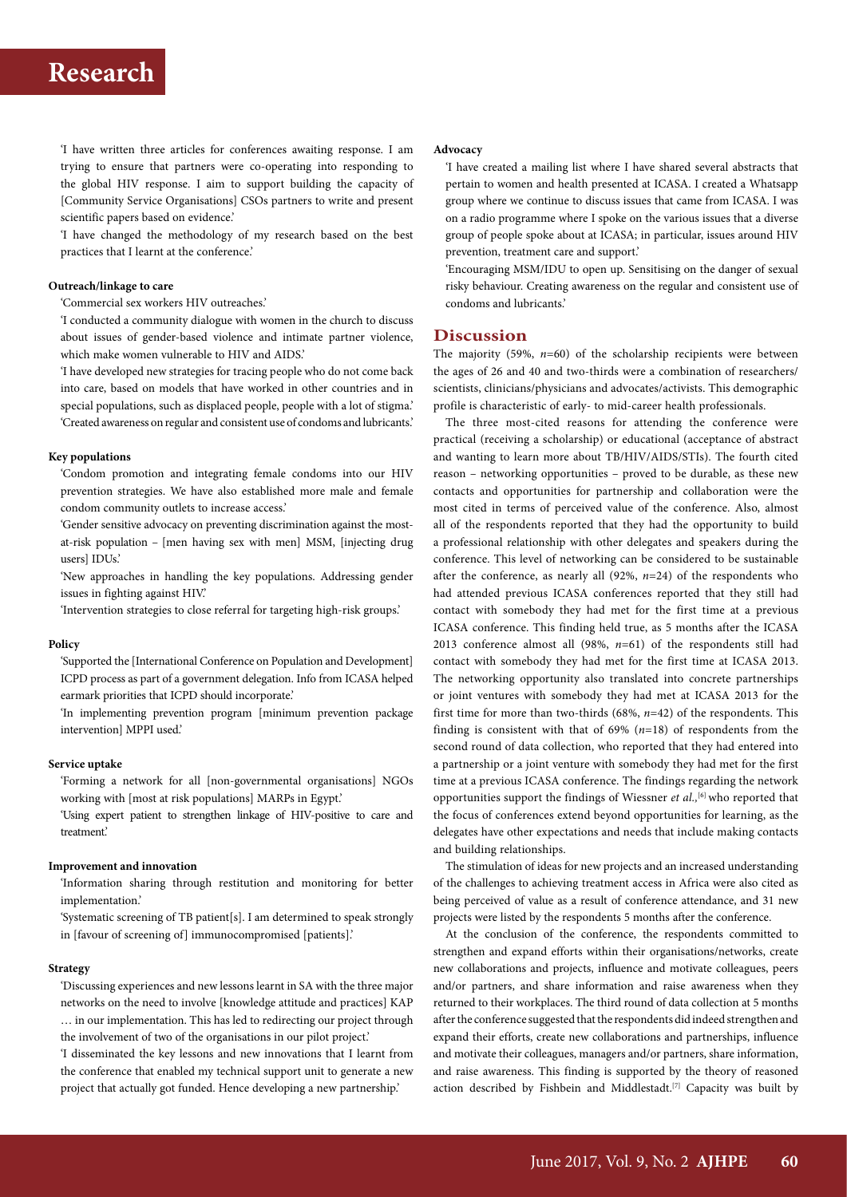'I have written three articles for conferences awaiting response. I am trying to ensure that partners were co-operating into responding to the global HIV response. I aim to support building the capacity of [Community Service Organisations] CSOs partners to write and present scientific papers based on evidence.'

'I have changed the methodology of my research based on the best practices that I learnt at the conference.'

#### Outreach/linkage to care

'Commercial sex workers HIV outreaches.'

'I conducted a community dialogue with women in the church to discuss about issues of gender-based violence and intimate partner violence, which make women vulnerable to HIV and AIDS.'

'I have developed new strategies for tracing people who do not come back into care, based on models that have worked in other countries and in special populations, such as displaced people, people with a lot of stigma.'

'Created awareness on regular and consistent use of condoms and lubricants.'

#### Key populations

'Condom promotion and integrating female condoms into our HIV prevention strategies. We have also established more male and female condom community outlets to increase access.'

'Gender sensitive advocacy on preventing discrimination against the most-at-risk population – [men having sex with men] MSM, [injecting drug users] IDUs.'

'New approaches in handling the key populations. Addressing gender issues in fighting against HIV.'

'Intervention strategies to close referral for targeting high-risk groups.'

#### Policy

'Supported the [International Conference on Population and Development] ICPD process as part of a government delegation. Info from ICASA helped earmark priorities that ICPD should incorporate.'

'In implementing prevention program [minimum prevention package intervention] MPPI used.'

#### Service uptake

'Forming a network for all [non-governmental organisations] NGOs working with [most at risk populations] MARPs in Egypt.'

'Using expert patient to strengthen linkage of HIV-positive to care and treatment.'

#### Improvement and innovation

'Information sharing through restitution and monitoring for better implementation.'

'Systematic screening of TB patient[s]. I am determined to speak strongly in [favour of screening of] immunocompromised [patients].'

#### Strategy

'Discussing experiences and new lessons learnt in SA with the three major networks on the need to involve [knowledge attitude and practices] KAP … in our implementation. This has led to redirecting our project through the involvement of two of the organisations in our pilot project.'

'I disseminated the key lessons and new innovations that I learnt from the conference that enabled my technical support unit to generate a new project that actually got funded. Hence developing a new partnership.'

#### Advocacy

'I have created a mailing list where I have shared several abstracts that pertain to women and health presented at ICASA. I created a Whatsapp group where we continue to discuss issues that came from ICASA. I was on a radio programme where I spoke on the various issues that a diverse group of people spoke about at ICASA; in particular, issues around HIV prevention, treatment care and support.'

'Encouraging MSM/IDU to open up. Sensitising on the danger of sexual risky behaviour. Creating awareness on the regular and consistent use of condoms and lubricants.'

## Discussion

The majority (59%, *n*=60) of the scholarship recipients were between the ages of 26 and 40 and two-thirds were a combination of researchers/scientists, clinicians/physicians and advocates/activists. This demographic profile is characteristic of early- to mid-career health professionals.

The three most-cited reasons for attending the conference were practical (receiving a scholarship) or educational (acceptance of abstract and wanting to learn more about TB/HIV/AIDS/STIs). The fourth cited reason – networking opportunities – proved to be durable, as these new contacts and opportunities for partnership and collaboration were the most cited in terms of perceived value of the conference. Also, almost all of the respondents reported that they had the opportunity to build a professional relationship with other delegates and speakers during the conference. This level of networking can be considered to be sustainable after the conference, as nearly all (92%, *n*=24) of the respondents who had attended previous ICASA conferences reported that they still had contact with somebody they had met for the first time at a previous ICASA conference. This finding held true, as 5 months after the ICASA 2013 conference almost all (98%, *n*=61) of the respondents still had contact with somebody they had met for the first time at ICASA 2013. The networking opportunity also translated into concrete partnerships or joint ventures with somebody they had met at ICASA 2013 for the first time for more than two-thirds (68%, *n*=42) of the respondents. This finding is consistent with that of 69% (*n*=18) of respondents from the second round of data collection, who reported that they had entered into a partnership or a joint venture with somebody they had met for the first time at a previous ICASA conference. The findings regarding the network opportunities support the findings of Wiessner *et al.*,[6] who reported that the focus of conferences extend beyond opportunities for learning, as the delegates have other expectations and needs that include making contacts and building relationships.

The stimulation of ideas for new projects and an increased understanding of the challenges to achieving treatment access in Africa were also cited as being perceived of value as a result of conference attendance, and 31 new projects were listed by the respondents 5 months after the conference.

At the conclusion of the conference, the respondents committed to strengthen and expand efforts within their organisations/networks, create new collaborations and projects, influence and motivate colleagues, peers and/or partners, and share information and raise awareness when they returned to their workplaces. The third round of data collection at 5 months after the conference suggested that the respondents did indeed strengthen and expand their efforts, create new collaborations and partnerships, influence and motivate their colleagues, managers and/or partners, share information, and raise awareness. This finding is supported by the theory of reasoned action described by Fishbein and Middlestadt.[7] Capacity was built by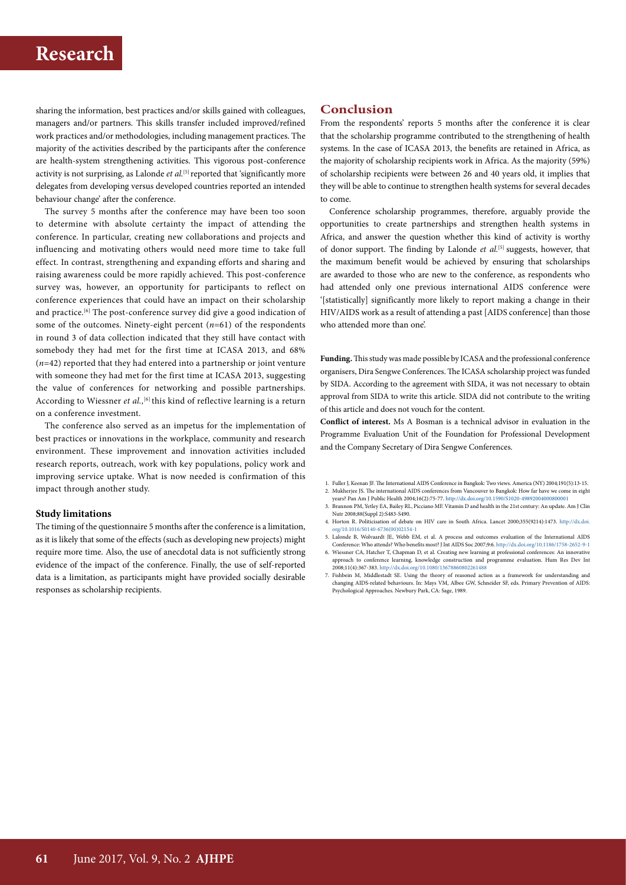sharing the information, best practices and/or skills gained with colleagues, managers and/or partners. This skills transfer included improved/refined work practices and/or methodologies, including management practices. The majority of the activities described by the participants after the conference are health-system strengthening activities. This vigorous post-conference activity is not surprising, as Lalonde *et al.*[5] reported that 'significantly more delegates from developing versus developed countries reported an intended behaviour change' after the conference.

The survey 5 months after the conference may have been too soon to determine with absolute certainty the impact of attending the conference. In particular, creating new collaborations and projects and influencing and motivating others would need more time to take full effect. In contrast, strengthening and expanding efforts and sharing and raising awareness could be more rapidly achieved. This post-conference survey was, however, an opportunity for participants to reflect on conference experiences that could have an impact on their scholarship and practice.[6] The post-conference survey did give a good indication of some of the outcomes. Ninety-eight percent ($n$=61) of the respondents in round 3 of data collection indicated that they still have contact with somebody they had met for the first time at ICASA 2013, and 68% ($n$=42) reported that they had entered into a partnership or joint venture with someone they had met for the first time at ICASA 2013, suggesting the value of conferences for networking and possible partnerships. According to Wiessner *et al.*,[6] this kind of reflective learning is a return on a conference investment.

The conference also served as an impetus for the implementation of best practices or innovations in the workplace, community and research environment. These improvement and innovation activities included research reports, outreach, work with key populations, policy work and improving service uptake. What is now needed is confirmation of this impact through another study.

### Study limitations

The timing of the questionnaire 5 months after the conference is a limitation, as it is likely that some of the effects (such as developing new projects) might require more time. Also, the use of anecdotal data is not sufficiently strong evidence of the impact of the conference. Finally, the use of self-reported data is a limitation, as participants might have provided socially desirable responses as scholarship recipients.

## Conclusion

From the respondents' reports 5 months after the conference it is clear that the scholarship programme contributed to the strengthening of health systems. In the case of ICASA 2013, the benefits are retained in Africa, as the majority of scholarship recipients work in Africa. As the majority (59%) of scholarship recipients were between 26 and 40 years old, it implies that they will be able to continue to strengthen health systems for several decades to come.

Conference scholarship programmes, therefore, arguably provide the opportunities to create partnerships and strengthen health systems in Africa, and answer the question whether this kind of activity is worthy of donor support. The finding by Lalonde *et al.*[5] suggests, however, that the maximum benefit would be achieved by ensuring that scholarships are awarded to those who are new to the conference, as respondents who had attended only one previous international AIDS conference were '[statistically] significantly more likely to report making a change in their HIV/AIDS work as a result of attending a past [AIDS conference] than those who attended more than one'.

**Funding.** This study was made possible by ICASA and the professional conference organisers, Dira Sengwe Conferences. The ICASA scholarship project was funded by SIDA. According to the agreement with SIDA, it was not necessary to obtain approval from SIDA to write this article. SIDA did not contribute to the writing of this article and does not vouch for the content.

**Conflict of interest.** Ms A Bosman is a technical advisor in evaluation in the Programme Evaluation Unit of the Foundation for Professional Development and the Company Secretary of Dira Sengwe Conferences.

1. Fuller J, Keenan JF. The International AIDS Conference in Bangkok: Two views. America (NY) 2004;191(5):13-15.
2. Mukherjee JS. The international AIDS conferences from Vancouver to Bangkok: How far have we come in eight years? Pan Am J Public Health 2004;16(2):75-77. http://dx.doi.org/10.1590/S1020-49892004000800001
3. Brannon PM, Yetley EA, Bailey RL, Picciano MF. Vitamin D and health in the 21st century: An update. Am J Clin Nutr 2008;88(Suppl 2):S483-S490.
4. Horton R. Politicisation of debate on HIV care in South Africa. Lancet 2000;355(9214):1473. http://dx.doi.org/10.1016/S0140-6736(00)02154-1
5. Lalonde B, Wolvaardt JE, Webb EM, et al. A process and outcomes evaluation of the International AIDS Conference: Who attends? Who benefits most? J Int AIDS Soc 2007;9:6. http://dx.doi.org/10.1186/1758-2652-9-1
6. Wiessner CA, Hatcher T, Chapman D, et al. Creating new learning at professional conferences: An innovative approach to conference learning, knowledge construction and programme evaluation. Hum Res Dev Int 2008;11(4):367-383. http://dx.doi.org/10.1080/13678860802261488
7. Fishbein M, Middlestadt SE. Using the theory of reasoned action as a framework for understanding and changing AIDS-related behaviours. In: Mays VM, Albee GW, Schneider SF, eds. Primary Prevention of AIDS: Psychological Approaches. Newbury Park, CA: Sage, 1989.